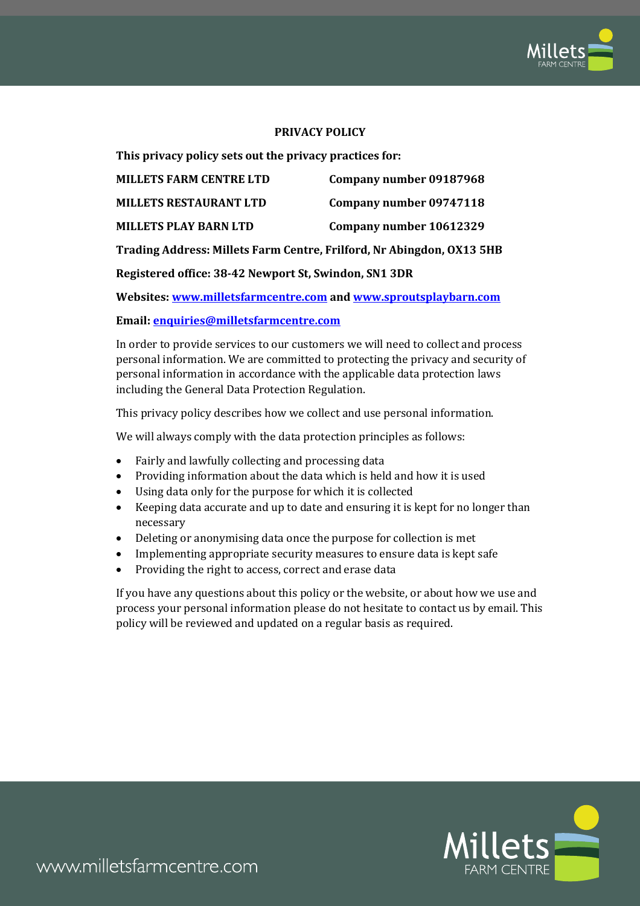# PRIVACY POLICY

**This privacy policy sets out the privacy practices for:**

| | |
|---|---|
| **MILLETS FARM CENTRE LTD** | **Company number 09187968** |
| **MILLETS RESTAURANT LTD** | **Company number 09747118** |
| **MILLETS PLAY BARN LTD** | **Company number 10612329** |

**Trading Address: Millets Farm Centre, Frilford, Nr Abingdon, OX13 5HB**

**Registered office: 38-42 Newport St, Swindon, SN1 3DR**

**Websites: [www.milletsfarmcentre.com](http://www.milletsfarmcentre.com) and [www.sproutsplaybarn.com](http://www.sproutsplaybarn.com)**

**Email: [enquiries@milletsfarmcentre.com](mailto:enquiries@milletsfarmcentre.com)**

In order to provide services to our customers we will need to collect and process personal information. We are committed to protecting the privacy and security of personal information in accordance with the applicable data protection laws including the General Data Protection Regulation.

This privacy policy describes how we collect and use personal information.

We will always comply with the data protection principles as follows:

- Fairly and lawfully collecting and processing data
- Providing information about the data which is held and how it is used
- Using data only for the purpose for which it is collected
- Keeping data accurate and up to date and ensuring it is kept for no longer than necessary
- Deleting or anonymising data once the purpose for collection is met
- Implementing appropriate security measures to ensure data is kept safe
- Providing the right to access, correct and erase data

If you have any questions about this policy or the website, or about how we use and process your personal information please do not hesitate to contact us by email. This policy will be reviewed and updated on a regular basis as required.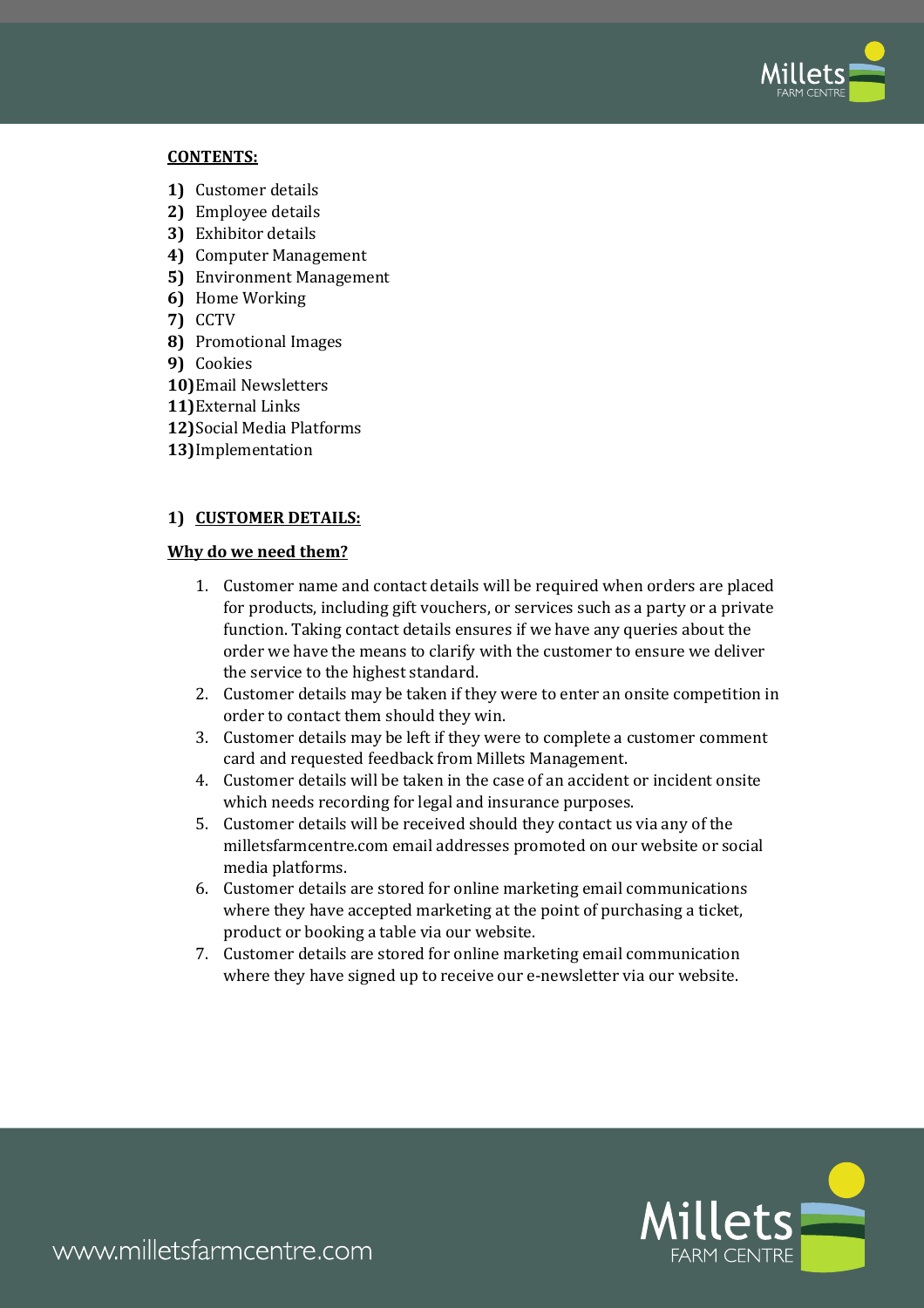**CONTENTS:**

1) Customer details
2) Employee details
3) Exhibitor details
4) Computer Management
5) Environment Management
6) Home Working
7) CCTV
8) Promotional Images
9) Cookies
10) Email Newsletters
11) External Links
12) Social Media Platforms
13) Implementation

## 1) CUSTOMER DETAILS:

**Why do we need them?**

1. Customer name and contact details will be required when orders are placed for products, including gift vouchers, or services such as a party or a private function. Taking contact details ensures if we have any queries about the order we have the means to clarify with the customer to ensure we deliver the service to the highest standard.
2. Customer details may be taken if they were to enter an onsite competition in order to contact them should they win.
3. Customer details may be left if they were to complete a customer comment card and requested feedback from Millets Management.
4. Customer details will be taken in the case of an accident or incident onsite which needs recording for legal and insurance purposes.
5. Customer details will be received should they contact us via any of the milletsfarmcentre.com email addresses promoted on our website or social media platforms.
6. Customer details are stored for online marketing email communications where they have accepted marketing at the point of purchasing a ticket, product or booking a table via our website.
7. Customer details are stored for online marketing email communication where they have signed up to receive our e-newsletter via our website.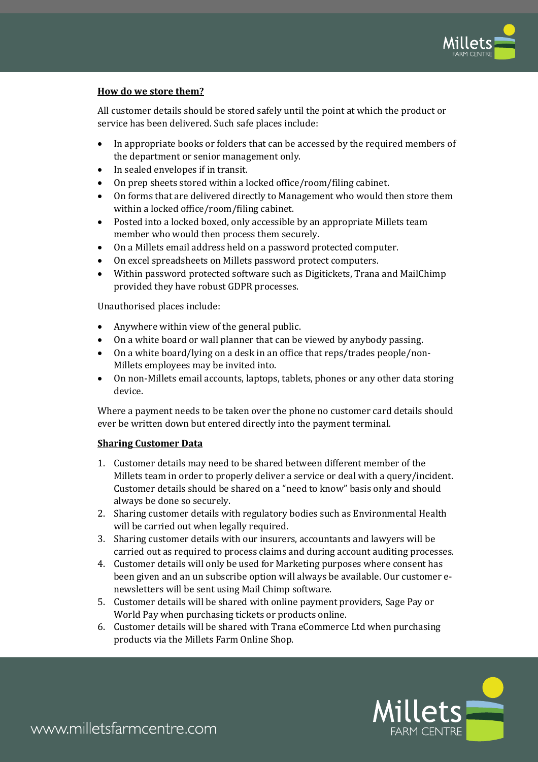## How do we store them?

All customer details should be stored safely until the point at which the product or service has been delivered. Such safe places include:

- In appropriate books or folders that can be accessed by the required members of the department or senior management only.
- In sealed envelopes if in transit.
- On prep sheets stored within a locked office/room/filing cabinet.
- On forms that are delivered directly to Management who would then store them within a locked office/room/filing cabinet.
- Posted into a locked boxed, only accessible by an appropriate Millets team member who would then process them securely.
- On a Millets email address held on a password protected computer.
- On excel spreadsheets on Millets password protect computers.
- Within password protected software such as Digitickets, Trana and MailChimp provided they have robust GDPR processes.

Unauthorised places include:

- Anywhere within view of the general public.
- On a white board or wall planner that can be viewed by anybody passing.
- On a white board/lying on a desk in an office that reps/trades people/non-Millets employees may be invited into.
- On non-Millets email accounts, laptops, tablets, phones or any other data storing device.

Where a payment needs to be taken over the phone no customer card details should ever be written down but entered directly into the payment terminal.

## Sharing Customer Data

1. Customer details may need to be shared between different member of the Millets team in order to properly deliver a service or deal with a query/incident. Customer details should be shared on a "need to know" basis only and should always be done so securely.
2. Sharing customer details with regulatory bodies such as Environmental Health will be carried out when legally required.
3. Sharing customer details with our insurers, accountants and lawyers will be carried out as required to process claims and during account auditing processes.
4. Customer details will only be used for Marketing purposes where consent has been given and an un subscribe option will always be available. Our customer e-newsletters will be sent using Mail Chimp software.
5. Customer details will be shared with online payment providers, Sage Pay or World Pay when purchasing tickets or products online.
6. Customer details will be shared with Trana eCommerce Ltd when purchasing products via the Millets Farm Online Shop.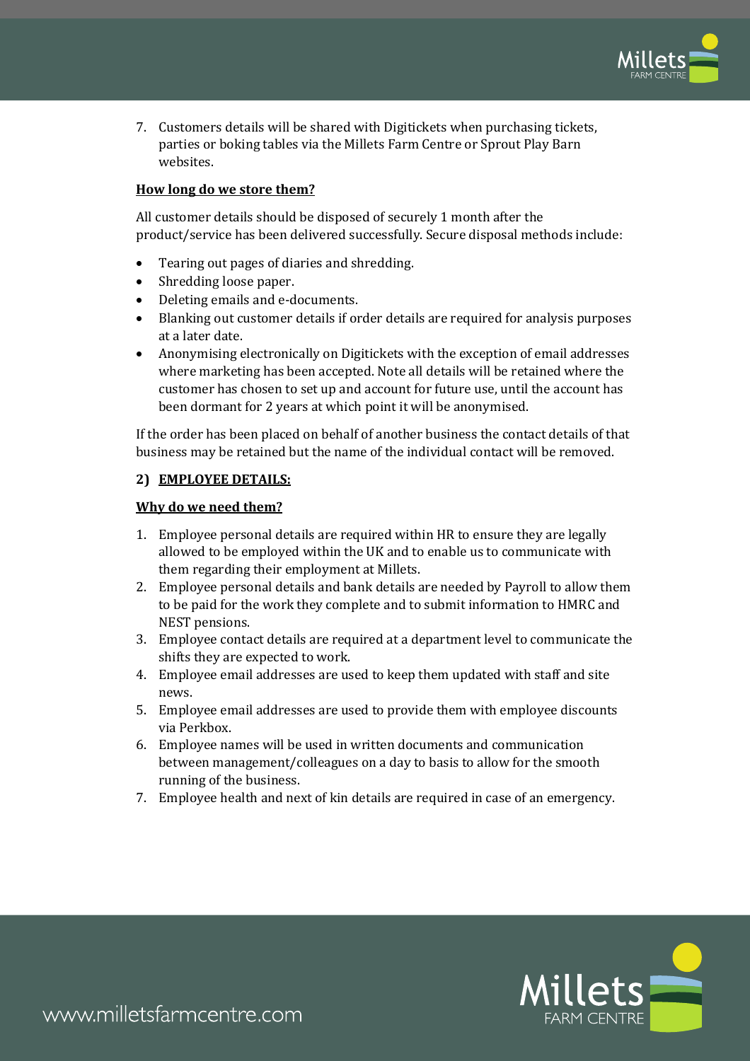7. Customers details will be shared with Digitickets when purchasing tickets, parties or boking tables via the Millets Farm Centre or Sprout Play Barn websites.

**How long do we store them?**

All customer details should be disposed of securely 1 month after the product/service has been delivered successfully. Secure disposal methods include:

- Tearing out pages of diaries and shredding.
- Shredding loose paper.
- Deleting emails and e-documents.
- Blanking out customer details if order details are required for analysis purposes at a later date.
- Anonymising electronically on Digitickets with the exception of email addresses where marketing has been accepted. Note all details will be retained where the customer has chosen to set up and account for future use, until the account has been dormant for 2 years at which point it will be anonymised.

If the order has been placed on behalf of another business the contact details of that business may be retained but the name of the individual contact will be removed.

**2) EMPLOYEE DETAILS:**

**Why do we need them?**

1. Employee personal details are required within HR to ensure they are legally allowed to be employed within the UK and to enable us to communicate with them regarding their employment at Millets.
2. Employee personal details and bank details are needed by Payroll to allow them to be paid for the work they complete and to submit information to HMRC and NEST pensions.
3. Employee contact details are required at a department level to communicate the shifts they are expected to work.
4. Employee email addresses are used to keep them updated with staff and site news.
5. Employee email addresses are used to provide them with employee discounts via Perkbox.
6. Employee names will be used in written documents and communication between management/colleagues on a day to basis to allow for the smooth running of the business.
7. Employee health and next of kin details are required in case of an emergency.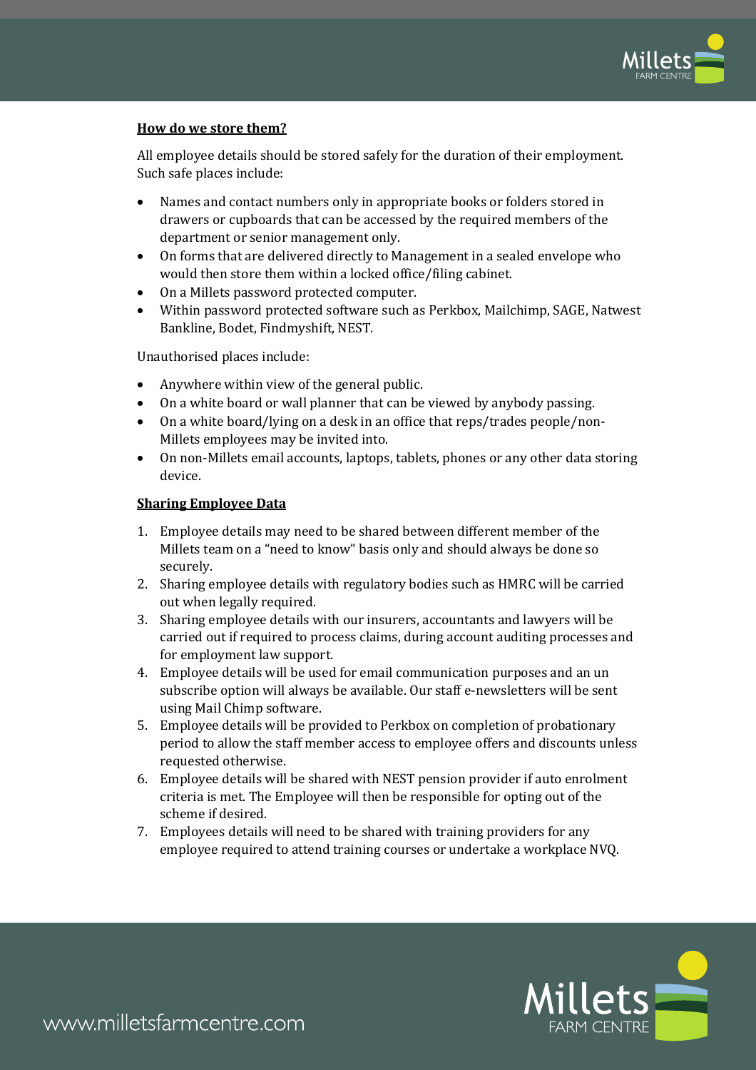**How do we store them?**

All employee details should be stored safely for the duration of their employment. Such safe places include:

- Names and contact numbers only in appropriate books or folders stored in drawers or cupboards that can be accessed by the required members of the department or senior management only.
- On forms that are delivered directly to Management in a sealed envelope who would then store them within a locked office/filing cabinet.
- On a Millets password protected computer.
- Within password protected software such as Perkbox, Mailchimp, SAGE, Natwest Bankline, Bodet, Findmyshift, NEST.

Unauthorised places include:

- Anywhere within view of the general public.
- On a white board or wall planner that can be viewed by anybody passing.
- On a white board/lying on a desk in an office that reps/trades people/non-Millets employees may be invited into.
- On non-Millets email accounts, laptops, tablets, phones or any other data storing device.

**Sharing Employee Data**

1. Employee details may need to be shared between different member of the Millets team on a "need to know" basis only and should always be done so securely.
2. Sharing employee details with regulatory bodies such as HMRC will be carried out when legally required.
3. Sharing employee details with our insurers, accountants and lawyers will be carried out if required to process claims, during account auditing processes and for employment law support.
4. Employee details will be used for email communication purposes and an un subscribe option will always be available. Our staff e-newsletters will be sent using Mail Chimp software.
5. Employee details will be provided to Perkbox on completion of probationary period to allow the staff member access to employee offers and discounts unless requested otherwise.
6. Employee details will be shared with NEST pension provider if auto enrolment criteria is met. The Employee will then be responsible for opting out of the scheme if desired.
7. Employees details will need to be shared with training providers for any employee required to attend training courses or undertake a workplace NVQ.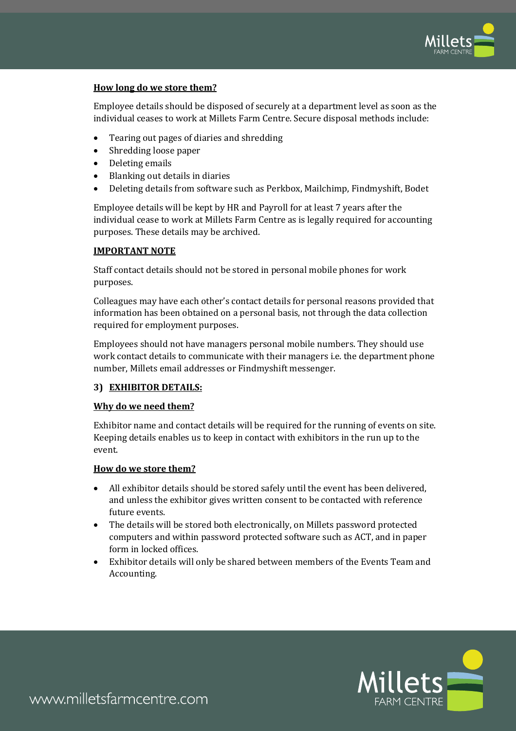**How long do we store them?**

Employee details should be disposed of securely at a department level as soon as the individual ceases to work at Millets Farm Centre. Secure disposal methods include:

- Tearing out pages of diaries and shredding
- Shredding loose paper
- Deleting emails
- Blanking out details in diaries
- Deleting details from software such as Perkbox, Mailchimp, Findmyshift, Bodet

Employee details will be kept by HR and Payroll for at least 7 years after the individual cease to work at Millets Farm Centre as is legally required for accounting purposes. These details may be archived.

**IMPORTANT NOTE**

Staff contact details should not be stored in personal mobile phones for work purposes.

Colleagues may have each other's contact details for personal reasons provided that information has been obtained on a personal basis, not through the data collection required for employment purposes.

Employees should not have managers personal mobile numbers. They should use work contact details to communicate with their managers i.e. the department phone number, Millets email addresses or Findmyshift messenger.

**3) EXHIBITOR DETAILS:**

**Why do we need them?**

Exhibitor name and contact details will be required for the running of events on site. Keeping details enables us to keep in contact with exhibitors in the run up to the event.

**How do we store them?**

- All exhibitor details should be stored safely until the event has been delivered, and unless the exhibitor gives written consent to be contacted with reference future events.
- The details will be stored both electronically, on Millets password protected computers and within password protected software such as ACT, and in paper form in locked offices.
- Exhibitor details will only be shared between members of the Events Team and Accounting.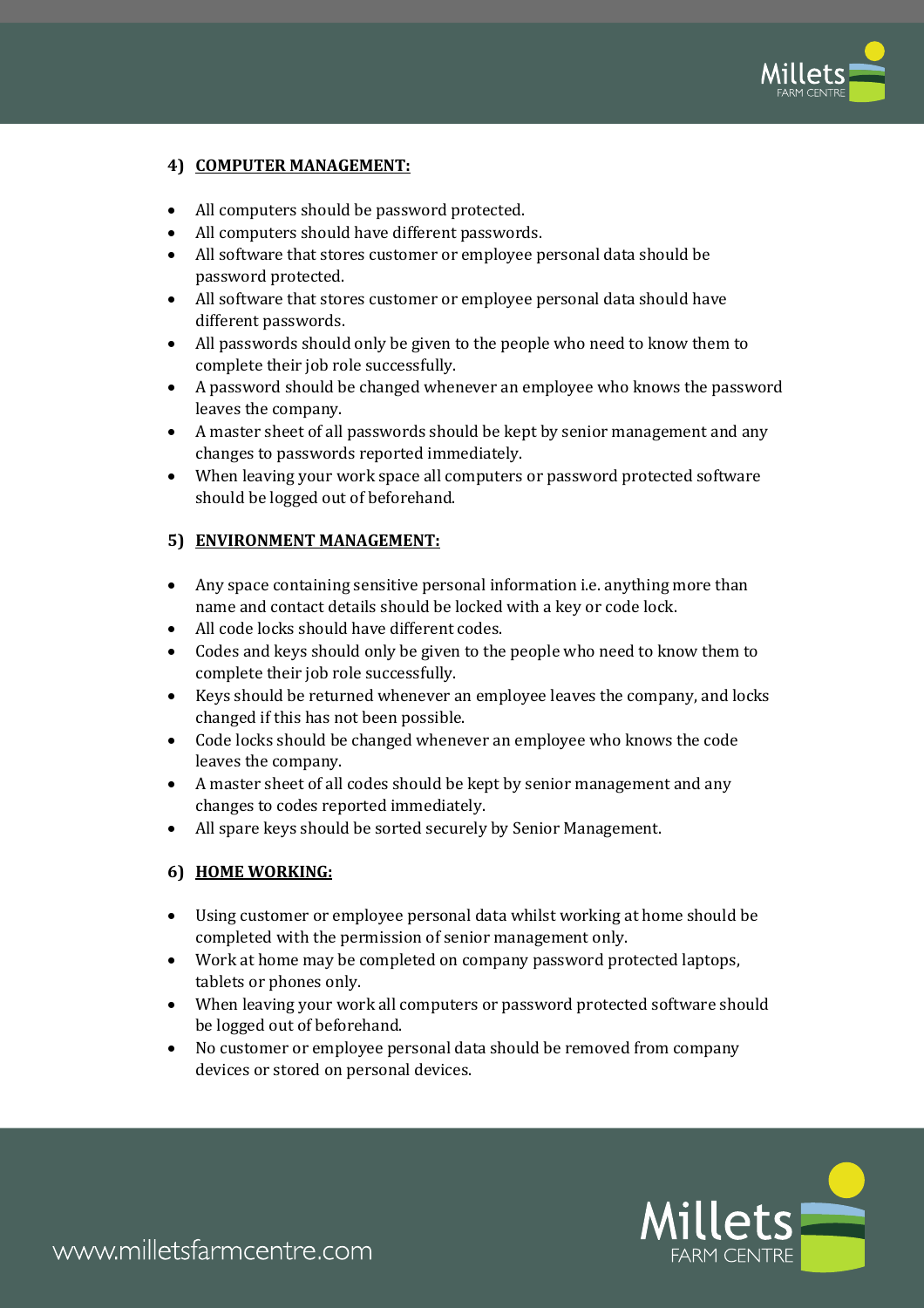## 4) COMPUTER MANAGEMENT:

- All computers should be password protected.
- All computers should have different passwords.
- All software that stores customer or employee personal data should be password protected.
- All software that stores customer or employee personal data should have different passwords.
- All passwords should only be given to the people who need to know them to complete their job role successfully.
- A password should be changed whenever an employee who knows the password leaves the company.
- A master sheet of all passwords should be kept by senior management and any changes to passwords reported immediately.
- When leaving your work space all computers or password protected software should be logged out of beforehand.

## 5) ENVIRONMENT MANAGEMENT:

- Any space containing sensitive personal information i.e. anything more than name and contact details should be locked with a key or code lock.
- All code locks should have different codes.
- Codes and keys should only be given to the people who need to know them to complete their job role successfully.
- Keys should be returned whenever an employee leaves the company, and locks changed if this has not been possible.
- Code locks should be changed whenever an employee who knows the code leaves the company.
- A master sheet of all codes should be kept by senior management and any changes to codes reported immediately.
- All spare keys should be sorted securely by Senior Management.

## 6) HOME WORKING:

- Using customer or employee personal data whilst working at home should be completed with the permission of senior management only.
- Work at home may be completed on company password protected laptops, tablets or phones only.
- When leaving your work all computers or password protected software should be logged out of beforehand.
- No customer or employee personal data should be removed from company devices or stored on personal devices.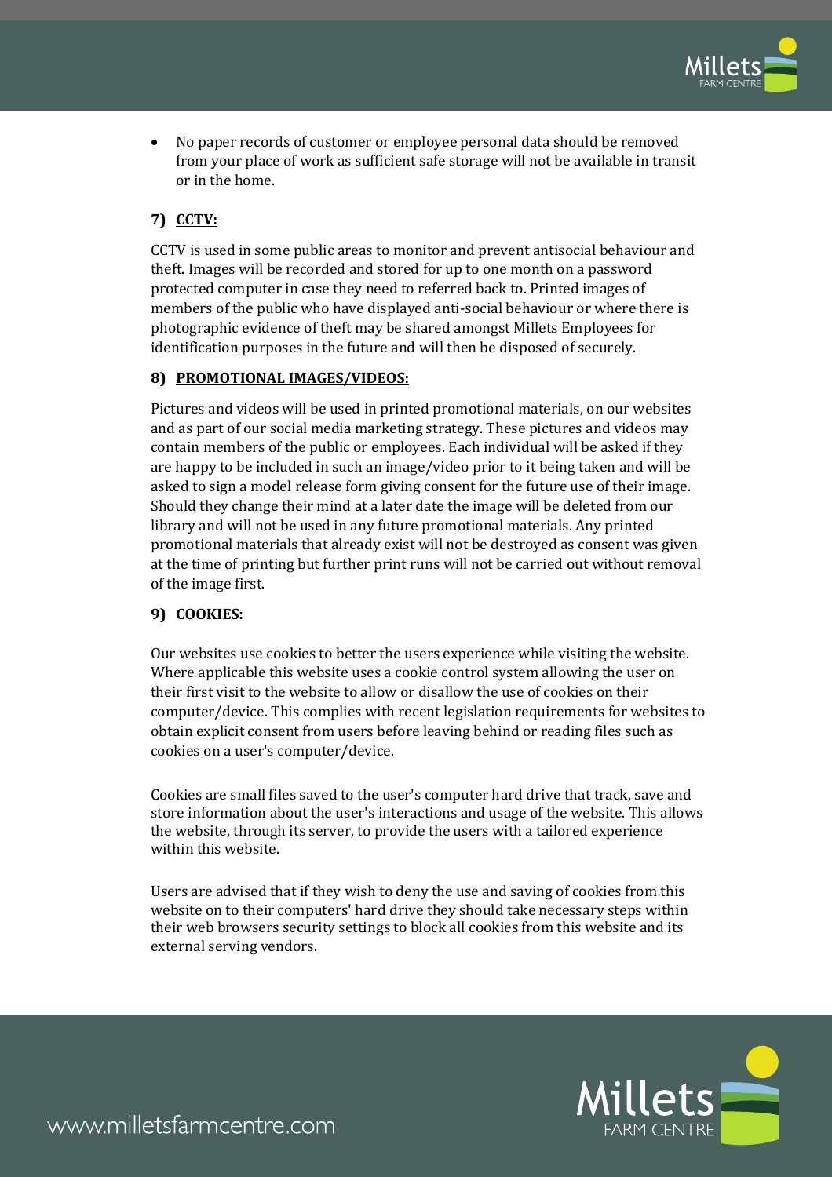- No paper records of customer or employee personal data should be removed from your place of work as sufficient safe storage will not be available in transit or in the home.

### 7) CCTV:

CCTV is used in some public areas to monitor and prevent antisocial behaviour and theft. Images will be recorded and stored for up to one month on a password protected computer in case they need to referred back to. Printed images of members of the public who have displayed anti-social behaviour or where there is photographic evidence of theft may be shared amongst Millets Employees for identification purposes in the future and will then be disposed of securely.

### 8) PROMOTIONAL IMAGES/VIDEOS:

Pictures and videos will be used in printed promotional materials, on our websites and as part of our social media marketing strategy. These pictures and videos may contain members of the public or employees. Each individual will be asked if they are happy to be included in such an image/video prior to it being taken and will be asked to sign a model release form giving consent for the future use of their image. Should they change their mind at a later date the image will be deleted from our library and will not be used in any future promotional materials. Any printed promotional materials that already exist will not be destroyed as consent was given at the time of printing but further print runs will not be carried out without removal of the image first.

### 9) COOKIES:

Our websites use cookies to better the users experience while visiting the website. Where applicable this website uses a cookie control system allowing the user on their first visit to the website to allow or disallow the use of cookies on their computer/device. This complies with recent legislation requirements for websites to obtain explicit consent from users before leaving behind or reading files such as cookies on a user's computer/device.

Cookies are small files saved to the user's computer hard drive that track, save and store information about the user's interactions and usage of the website. This allows the website, through its server, to provide the users with a tailored experience within this website.

Users are advised that if they wish to deny the use and saving of cookies from this website on to their computers' hard drive they should take necessary steps within their web browsers security settings to block all cookies from this website and its external serving vendors.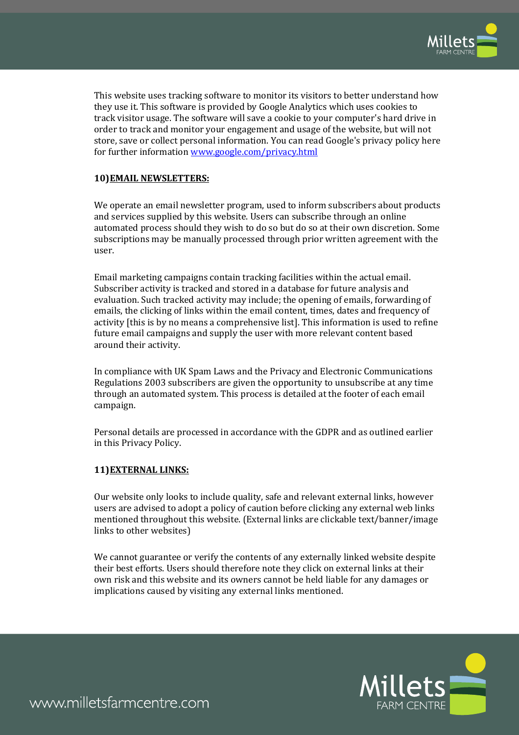This website uses tracking software to monitor its visitors to better understand how they use it. This software is provided by Google Analytics which uses cookies to track visitor usage. The software will save a cookie to your computer's hard drive in order to track and monitor your engagement and usage of the website, but will not store, save or collect personal information. You can read Google's privacy policy here for further information [www.google.com/privacy.html](http://www.google.com/privacy.html)

**10) <u>EMAIL NEWSLETTERS:</u>**

We operate an email newsletter program, used to inform subscribers about products and services supplied by this website. Users can subscribe through an online automated process should they wish to do so but do so at their own discretion. Some subscriptions may be manually processed through prior written agreement with the user.

Email marketing campaigns contain tracking facilities within the actual email. Subscriber activity is tracked and stored in a database for future analysis and evaluation. Such tracked activity may include; the opening of emails, forwarding of emails, the clicking of links within the email content, times, dates and frequency of activity [this is by no means a comprehensive list]. This information is used to refine future email campaigns and supply the user with more relevant content based around their activity.

In compliance with UK Spam Laws and the Privacy and Electronic Communications Regulations 2003 subscribers are given the opportunity to unsubscribe at any time through an automated system. This process is detailed at the footer of each email campaign.

Personal details are processed in accordance with the GDPR and as outlined earlier in this Privacy Policy.

**11) <u>EXTERNAL LINKS:</u>**

Our website only looks to include quality, safe and relevant external links, however users are advised to adopt a policy of caution before clicking any external web links mentioned throughout this website. (External links are clickable text/banner/image links to other websites)

We cannot guarantee or verify the contents of any externally linked website despite their best efforts. Users should therefore note they click on external links at their own risk and this website and its owners cannot be held liable for any damages or implications caused by visiting any external links mentioned.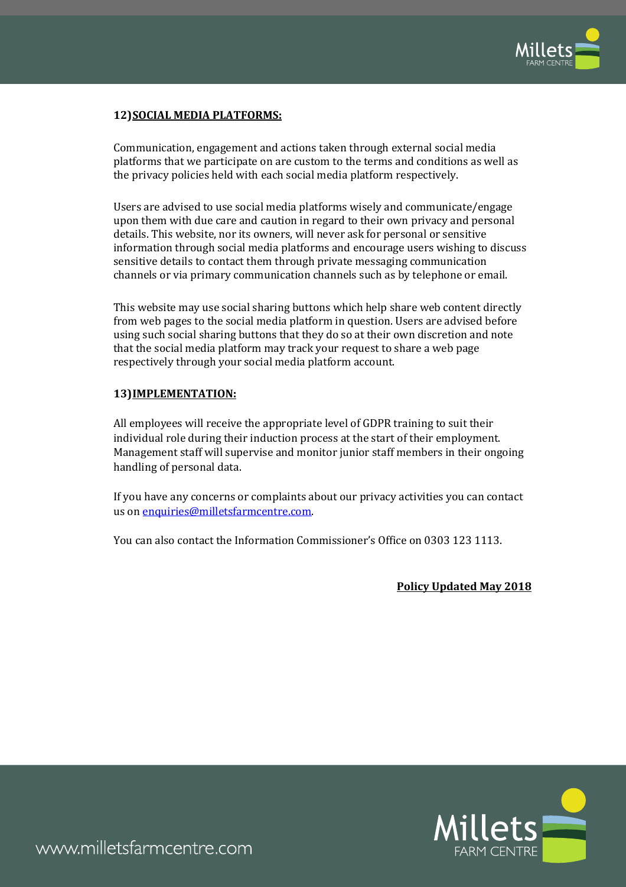**12) SOCIAL MEDIA PLATFORMS:**

Communication, engagement and actions taken through external social media platforms that we participate on are custom to the terms and conditions as well as the privacy policies held with each social media platform respectively.

Users are advised to use social media platforms wisely and communicate/engage upon them with due care and caution in regard to their own privacy and personal details. This website, nor its owners, will never ask for personal or sensitive information through social media platforms and encourage users wishing to discuss sensitive details to contact them through private messaging communication channels or via primary communication channels such as by telephone or email.

This website may use social sharing buttons which help share web content directly from web pages to the social media platform in question. Users are advised before using such social sharing buttons that they do so at their own discretion and note that the social media platform may track your request to share a web page respectively through your social media platform account.

**13) IMPLEMENTATION:**

All employees will receive the appropriate level of GDPR training to suit their individual role during their induction process at the start of their employment. Management staff will supervise and monitor junior staff members in their ongoing handling of personal data.

If you have any concerns or complaints about our privacy activities you can contact us on enquiries@milletsfarmcentre.com.

You can also contact the Information Commissioner's Office on 0303 123 1113.

**Policy Updated May 2018**